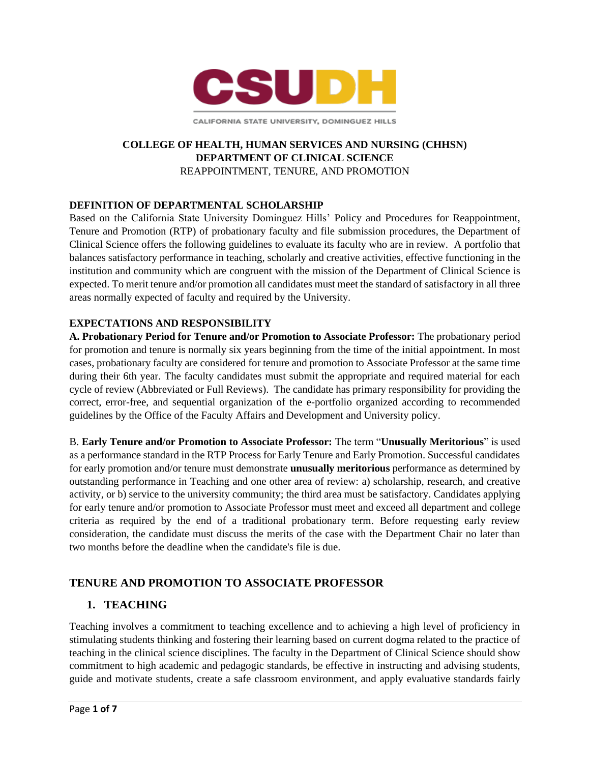**CSUDH**

CALIFORNIA STATE UNIVERSITY, DOMINGUEZ HILLS

**COLLEGE OF HEALTH, HUMAN SERVICES AND NURSING (CHHSN)**
**DEPARTMENT OF CLINICAL SCIENCE**
REAPPOINTMENT, TENURE, AND PROMOTION

**DEFINITION OF DEPARTMENTAL SCHOLARSHIP**

Based on the California State University Dominguez Hills' Policy and Procedures for Reappointment, Tenure and Promotion (RTP) of probationary faculty and file submission procedures, the Department of Clinical Science offers the following guidelines to evaluate its faculty who are in review. A portfolio that balances satisfactory performance in teaching, scholarly and creative activities, effective functioning in the institution and community which are congruent with the mission of the Department of Clinical Science is expected. To merit tenure and/or promotion all candidates must meet the standard of satisfactory in all three areas normally expected of faculty and required by the University.

**EXPECTATIONS AND RESPONSIBILITY**

**A. Probationary Period for Tenure and/or Promotion to Associate Professor:** The probationary period for promotion and tenure is normally six years beginning from the time of the initial appointment. In most cases, probationary faculty are considered for tenure and promotion to Associate Professor at the same time during their 6th year. The faculty candidates must submit the appropriate and required material for each cycle of review (Abbreviated or Full Reviews). The candidate has primary responsibility for providing the correct, error-free, and sequential organization of the e-portfolio organized according to recommended guidelines by the Office of the Faculty Affairs and Development and University policy.

B. **Early Tenure and/or Promotion to Associate Professor:** The term "**Unusually Meritorious**" is used as a performance standard in the RTP Process for Early Tenure and Early Promotion. Successful candidates for early promotion and/or tenure must demonstrate **unusually meritorious** performance as determined by outstanding performance in Teaching and one other area of review: a) scholarship, research, and creative activity, or b) service to the university community; the third area must be satisfactory. Candidates applying for early tenure and/or promotion to Associate Professor must meet and exceed all department and college criteria as required by the end of a traditional probationary term. Before requesting early review consideration, the candidate must discuss the merits of the case with the Department Chair no later than two months before the deadline when the candidate's file is due.

## TENURE AND PROMOTION TO ASSOCIATE PROFESSOR

### 1. TEACHING

Teaching involves a commitment to teaching excellence and to achieving a high level of proficiency in stimulating students thinking and fostering their learning based on current dogma related to the practice of teaching in the clinical science disciplines. The faculty in the Department of Clinical Science should show commitment to high academic and pedagogic standards, be effective in instructing and advising students, guide and motivate students, create a safe classroom environment, and apply evaluative standards fairly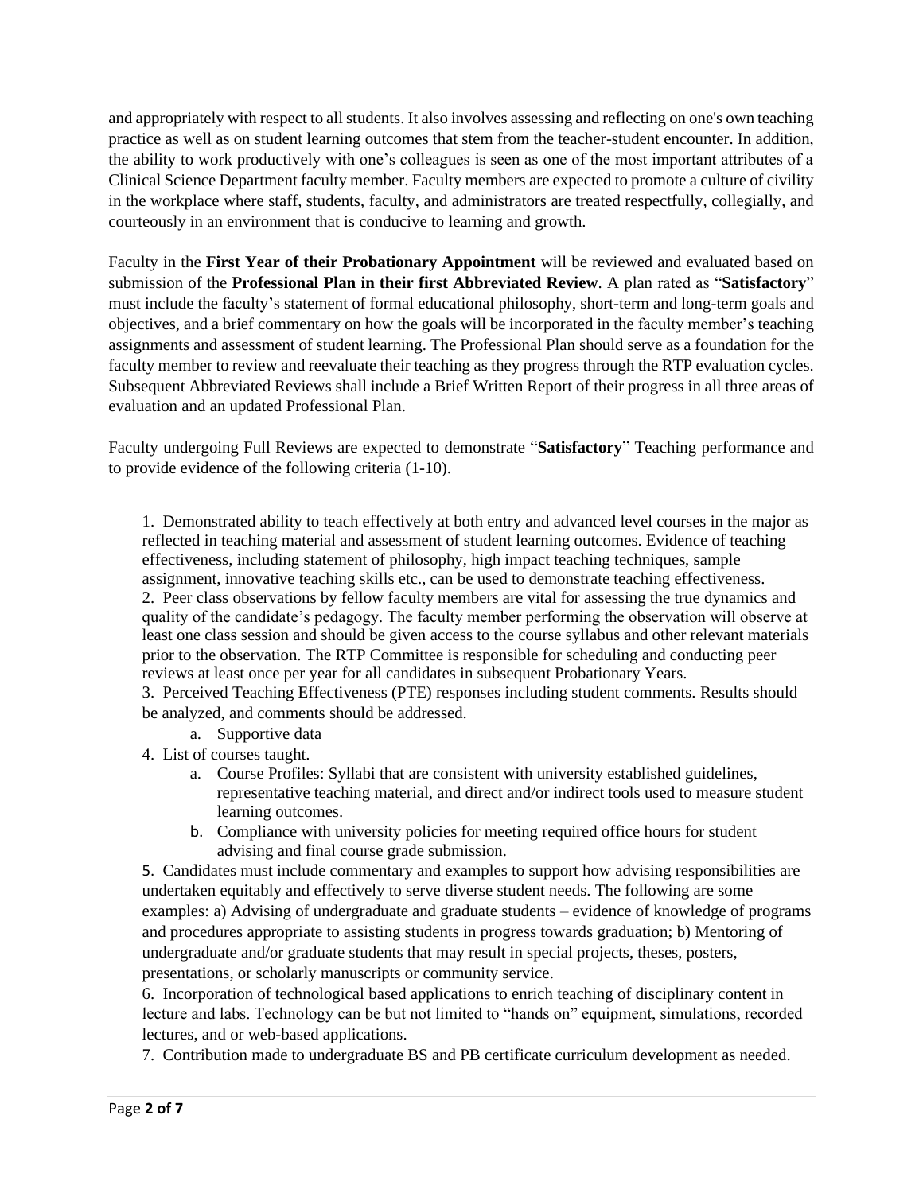and appropriately with respect to all students. It also involves assessing and reflecting on one's own teaching practice as well as on student learning outcomes that stem from the teacher-student encounter. In addition, the ability to work productively with one's colleagues is seen as one of the most important attributes of a Clinical Science Department faculty member. Faculty members are expected to promote a culture of civility in the workplace where staff, students, faculty, and administrators are treated respectfully, collegially, and courteously in an environment that is conducive to learning and growth.

Faculty in the **First Year of their Probationary Appointment** will be reviewed and evaluated based on submission of the **Professional Plan in their first Abbreviated Review**. A plan rated as "**Satisfactory**" must include the faculty's statement of formal educational philosophy, short-term and long-term goals and objectives, and a brief commentary on how the goals will be incorporated in the faculty member's teaching assignments and assessment of student learning. The Professional Plan should serve as a foundation for the faculty member to review and reevaluate their teaching as they progress through the RTP evaluation cycles. Subsequent Abbreviated Reviews shall include a Brief Written Report of their progress in all three areas of evaluation and an updated Professional Plan.

Faculty undergoing Full Reviews are expected to demonstrate "**Satisfactory**" Teaching performance and to provide evidence of the following criteria (1-10).

1. Demonstrated ability to teach effectively at both entry and advanced level courses in the major as reflected in teaching material and assessment of student learning outcomes. Evidence of teaching effectiveness, including statement of philosophy, high impact teaching techniques, sample assignment, innovative teaching skills etc., can be used to demonstrate teaching effectiveness.
2. Peer class observations by fellow faculty members are vital for assessing the true dynamics and quality of the candidate's pedagogy. The faculty member performing the observation will observe at least one class session and should be given access to the course syllabus and other relevant materials prior to the observation. The RTP Committee is responsible for scheduling and conducting peer reviews at least once per year for all candidates in subsequent Probationary Years.
3. Perceived Teaching Effectiveness (PTE) responses including student comments. Results should be analyzed, and comments should be addressed.
    a. Supportive data
4. List of courses taught.
    a. Course Profiles: Syllabi that are consistent with university established guidelines, representative teaching material, and direct and/or indirect tools used to measure student learning outcomes.
    b. Compliance with university policies for meeting required office hours for student advising and final course grade submission.
5. Candidates must include commentary and examples to support how advising responsibilities are undertaken equitably and effectively to serve diverse student needs. The following are some examples: a) Advising of undergraduate and graduate students – evidence of knowledge of programs and procedures appropriate to assisting students in progress towards graduation; b) Mentoring of undergraduate and/or graduate students that may result in special projects, theses, posters, presentations, or scholarly manuscripts or community service.
6. Incorporation of technological based applications to enrich teaching of disciplinary content in lecture and labs. Technology can be but not limited to "hands on" equipment, simulations, recorded lectures, and or web-based applications.
7. Contribution made to undergraduate BS and PB certificate curriculum development as needed.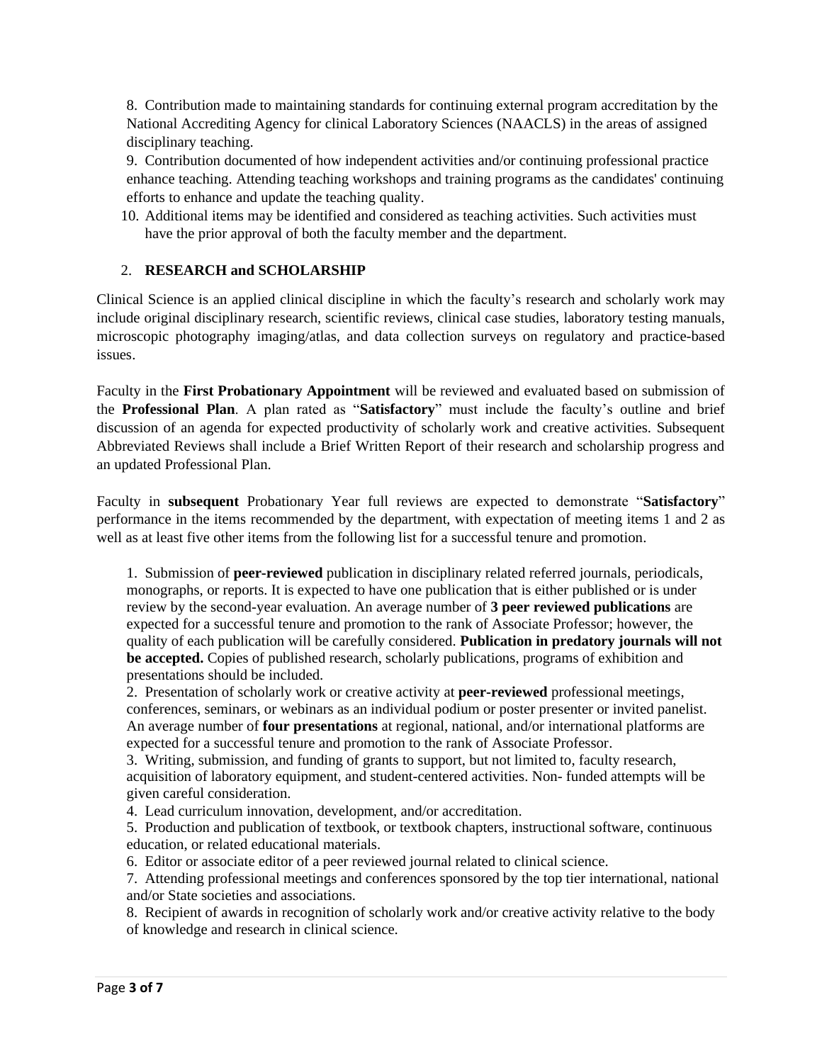8. Contribution made to maintaining standards for continuing external program accreditation by the National Accrediting Agency for clinical Laboratory Sciences (NAACLS) in the areas of assigned disciplinary teaching.
9. Contribution documented of how independent activities and/or continuing professional practice enhance teaching. Attending teaching workshops and training programs as the candidates' continuing efforts to enhance and update the teaching quality.
10. Additional items may be identified and considered as teaching activities. Such activities must have the prior approval of both the faculty member and the department.

## 2. RESEARCH and SCHOLARSHIP

Clinical Science is an applied clinical discipline in which the faculty's research and scholarly work may include original disciplinary research, scientific reviews, clinical case studies, laboratory testing manuals, microscopic photography imaging/atlas, and data collection surveys on regulatory and practice-based issues.

Faculty in the **First Probationary Appointment** will be reviewed and evaluated based on submission of the **Professional Plan**. A plan rated as "**Satisfactory**" must include the faculty's outline and brief discussion of an agenda for expected productivity of scholarly work and creative activities. Subsequent Abbreviated Reviews shall include a Brief Written Report of their research and scholarship progress and an updated Professional Plan.

Faculty in **subsequent** Probationary Year full reviews are expected to demonstrate "**Satisfactory**" performance in the items recommended by the department, with expectation of meeting items 1 and 2 as well as at least five other items from the following list for a successful tenure and promotion.

1. Submission of **peer-reviewed** publication in disciplinary related referred journals, periodicals, monographs, or reports. It is expected to have one publication that is either published or is under review by the second-year evaluation. An average number of **3 peer reviewed publications** are expected for a successful tenure and promotion to the rank of Associate Professor; however, the quality of each publication will be carefully considered. **Publication in predatory journals will not be accepted.** Copies of published research, scholarly publications, programs of exhibition and presentations should be included.
2. Presentation of scholarly work or creative activity at **peer-reviewed** professional meetings, conferences, seminars, or webinars as an individual podium or poster presenter or invited panelist. An average number of **four presentations** at regional, national, and/or international platforms are expected for a successful tenure and promotion to the rank of Associate Professor.
3. Writing, submission, and funding of grants to support, but not limited to, faculty research, acquisition of laboratory equipment, and student-centered activities. Non- funded attempts will be given careful consideration.
4. Lead curriculum innovation, development, and/or accreditation.
5. Production and publication of textbook, or textbook chapters, instructional software, continuous education, or related educational materials.
6. Editor or associate editor of a peer reviewed journal related to clinical science.
7. Attending professional meetings and conferences sponsored by the top tier international, national and/or State societies and associations.
8. Recipient of awards in recognition of scholarly work and/or creative activity relative to the body of knowledge and research in clinical science.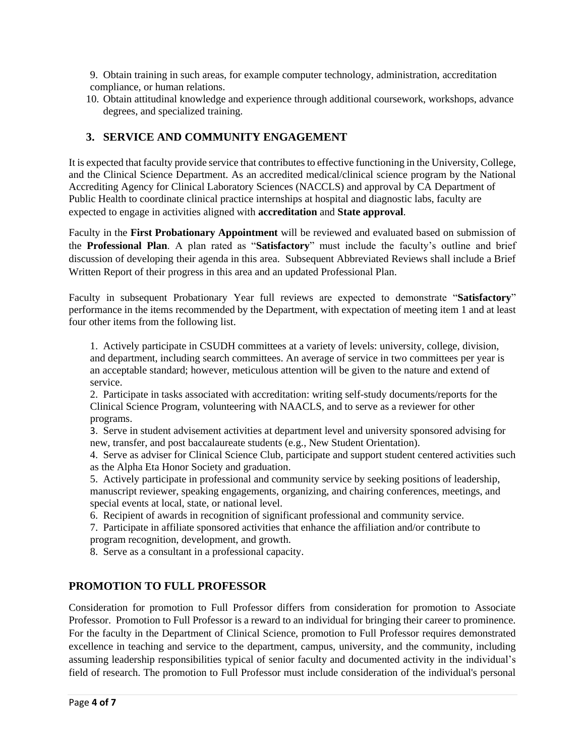9. Obtain training in such areas, for example computer technology, administration, accreditation compliance, or human relations.
10. Obtain attitudinal knowledge and experience through additional coursework, workshops, advance degrees, and specialized training.

## 3. SERVICE AND COMMUNITY ENGAGEMENT

It is expected that faculty provide service that contributes to effective functioning in the University, College, and the Clinical Science Department. As an accredited medical/clinical science program by the National Accrediting Agency for Clinical Laboratory Sciences (NACCLS) and approval by CA Department of Public Health to coordinate clinical practice internships at hospital and diagnostic labs, faculty are expected to engage in activities aligned with **accreditation** and **State approval**.

Faculty in the **First Probationary Appointment** will be reviewed and evaluated based on submission of the **Professional Plan**. A plan rated as "**Satisfactory**" must include the faculty's outline and brief discussion of developing their agenda in this area. Subsequent Abbreviated Reviews shall include a Brief Written Report of their progress in this area and an updated Professional Plan.

Faculty in subsequent Probationary Year full reviews are expected to demonstrate "**Satisfactory**" performance in the items recommended by the Department, with expectation of meeting item 1 and at least four other items from the following list.

1. Actively participate in CSUDH committees at a variety of levels: university, college, division, and department, including search committees. An average of service in two committees per year is an acceptable standard; however, meticulous attention will be given to the nature and extend of service.
2. Participate in tasks associated with accreditation: writing self-study documents/reports for the Clinical Science Program, volunteering with NAACLS, and to serve as a reviewer for other programs.
3. Serve in student advisement activities at department level and university sponsored advising for new, transfer, and post baccalaureate students (e.g., New Student Orientation).
4. Serve as adviser for Clinical Science Club, participate and support student centered activities such as the Alpha Eta Honor Society and graduation.
5. Actively participate in professional and community service by seeking positions of leadership, manuscript reviewer, speaking engagements, organizing, and chairing conferences, meetings, and special events at local, state, or national level.
6. Recipient of awards in recognition of significant professional and community service.
7. Participate in affiliate sponsored activities that enhance the affiliation and/or contribute to program recognition, development, and growth.
8. Serve as a consultant in a professional capacity.

## PROMOTION TO FULL PROFESSOR

Consideration for promotion to Full Professor differs from consideration for promotion to Associate Professor. Promotion to Full Professor is a reward to an individual for bringing their career to prominence. For the faculty in the Department of Clinical Science, promotion to Full Professor requires demonstrated excellence in teaching and service to the department, campus, university, and the community, including assuming leadership responsibilities typical of senior faculty and documented activity in the individual's field of research. The promotion to Full Professor must include consideration of the individual's personal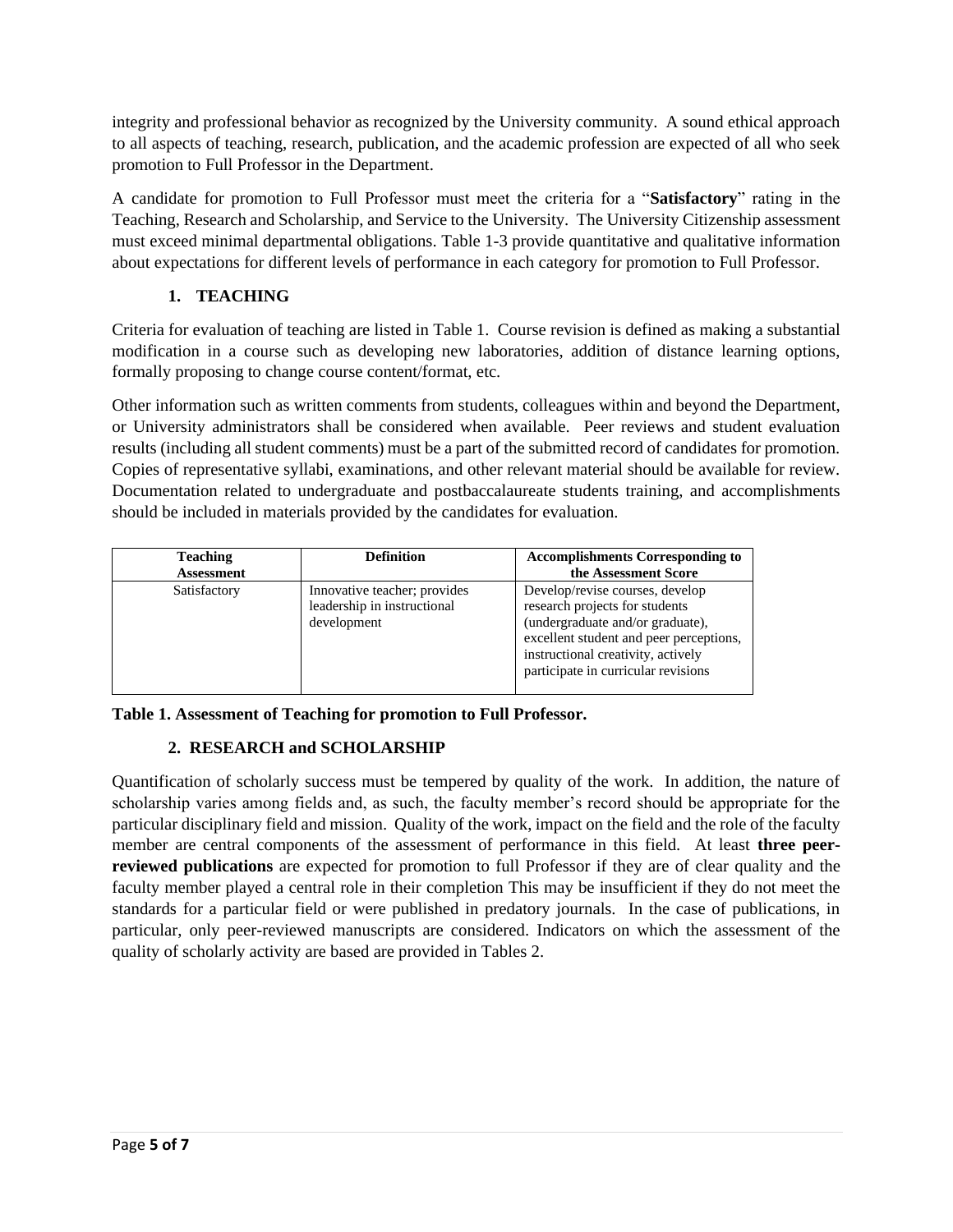integrity and professional behavior as recognized by the University community. A sound ethical approach to all aspects of teaching, research, publication, and the academic profession are expected of all who seek promotion to Full Professor in the Department.

A candidate for promotion to Full Professor must meet the criteria for a "**Satisfactory**" rating in the Teaching, Research and Scholarship, and Service to the University. The University Citizenship assessment must exceed minimal departmental obligations. Table 1-3 provide quantitative and qualitative information about expectations for different levels of performance in each category for promotion to Full Professor.

### 1. TEACHING

Criteria for evaluation of teaching are listed in Table 1. Course revision is defined as making a substantial modification in a course such as developing new laboratories, addition of distance learning options, formally proposing to change course content/format, etc.

Other information such as written comments from students, colleagues within and beyond the Department, or University administrators shall be considered when available. Peer reviews and student evaluation results (including all student comments) must be a part of the submitted record of candidates for promotion. Copies of representative syllabi, examinations, and other relevant material should be available for review. Documentation related to undergraduate and postbaccalaureate students training, and accomplishments should be included in materials provided by the candidates for evaluation.

| Teaching Assessment | Definition | Accomplishments Corresponding to the Assessment Score |
|---|---|---|
| Satisfactory | Innovative teacher; provides leadership in instructional development | Develop/revise courses, develop research projects for students (undergraduate and/or graduate), excellent student and peer perceptions, instructional creativity, actively participate in curricular revisions |

**Table 1. Assessment of Teaching for promotion to Full Professor.**

### 2. RESEARCH and SCHOLARSHIP

Quantification of scholarly success must be tempered by quality of the work. In addition, the nature of scholarship varies among fields and, as such, the faculty member's record should be appropriate for the particular disciplinary field and mission. Quality of the work, impact on the field and the role of the faculty member are central components of the assessment of performance in this field. At least **three peer-reviewed publications** are expected for promotion to full Professor if they are of clear quality and the faculty member played a central role in their completion This may be insufficient if they do not meet the standards for a particular field or were published in predatory journals. In the case of publications, in particular, only peer-reviewed manuscripts are considered. Indicators on which the assessment of the quality of scholarly activity are based are provided in Tables 2.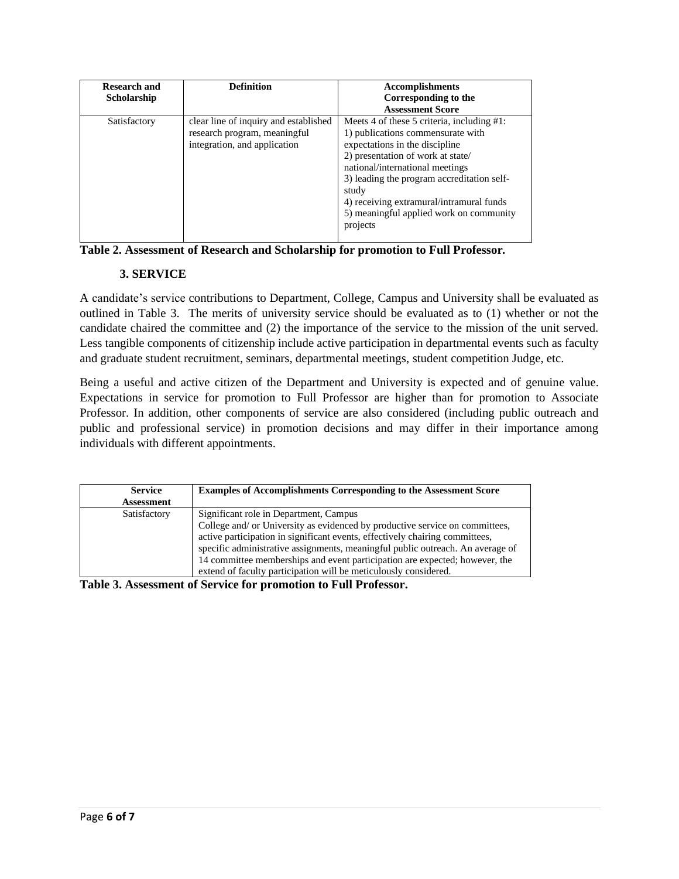| Research and Scholarship | Definition | Accomplishments Corresponding to the Assessment Score |
|---|---|---|
| Satisfactory | clear line of inquiry and established research program, meaningful integration, and application | Meets 4 of these 5 criteria, including #1: 1) publications commensurate with expectations in the discipline 2) presentation of work at state/ national/international meetings 3) leading the program accreditation self-study 4) receiving extramural/intramural funds 5) meaningful applied work on community projects |

**Table 2. Assessment of Research and Scholarship for promotion to Full Professor.**

### 3. SERVICE

A candidate's service contributions to Department, College, Campus and University shall be evaluated as outlined in Table 3. The merits of university service should be evaluated as to (1) whether or not the candidate chaired the committee and (2) the importance of the service to the mission of the unit served. Less tangible components of citizenship include active participation in departmental events such as faculty and graduate student recruitment, seminars, departmental meetings, student competition Judge, etc.

Being a useful and active citizen of the Department and University is expected and of genuine value. Expectations in service for promotion to Full Professor are higher than for promotion to Associate Professor. In addition, other components of service are also considered (including public outreach and public and professional service) in promotion decisions and may differ in their importance among individuals with different appointments.

| Service Assessment | Examples of Accomplishments Corresponding to the Assessment Score |
|---|---|
| Satisfactory | Significant role in Department, Campus College and/ or University as evidenced by productive service on committees, active participation in significant events, effectively chairing committees, specific administrative assignments, meaningful public outreach. An average of 14 committee memberships and event participation are expected; however, the extend of faculty participation will be meticulously considered. |

**Table 3. Assessment of Service for promotion to Full Professor.**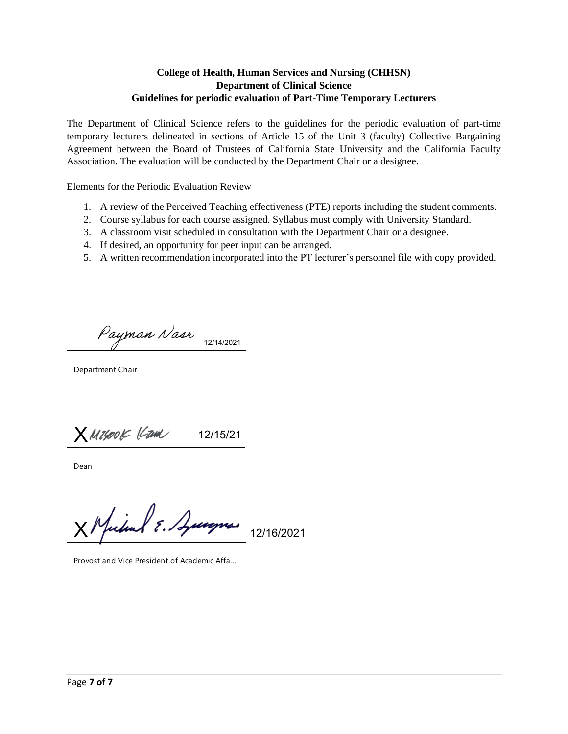**College of Health, Human Services and Nursing (CHHSN)**
**Department of Clinical Science**
**Guidelines for periodic evaluation of Part-Time Temporary Lecturers**

The Department of Clinical Science refers to the guidelines for the periodic evaluation of part-time temporary lecturers delineated in sections of Article 15 of the Unit 3 (faculty) Collective Bargaining Agreement between the Board of Trustees of California State University and the California Faculty Association. The evaluation will be conducted by the Department Chair or a designee.

Elements for the Periodic Evaluation Review

1. A review of the Perceived Teaching effectiveness (PTE) reports including the student comments.
2. Course syllabus for each course assigned. Syllabus must comply with University Standard.
3. A classroom visit scheduled in consultation with the Department Chair or a designee.
4. If desired, an opportunity for peer input can be arranged.
5. A written recommendation incorporated into the PT lecturer's personnel file with copy provided.

Payman Nasr 12/14/2021

Department Chair

X Misook Kim 12/15/21

Dean

X Michael E. Spagna 12/16/2021

Provost and Vice President of Academic Affa...